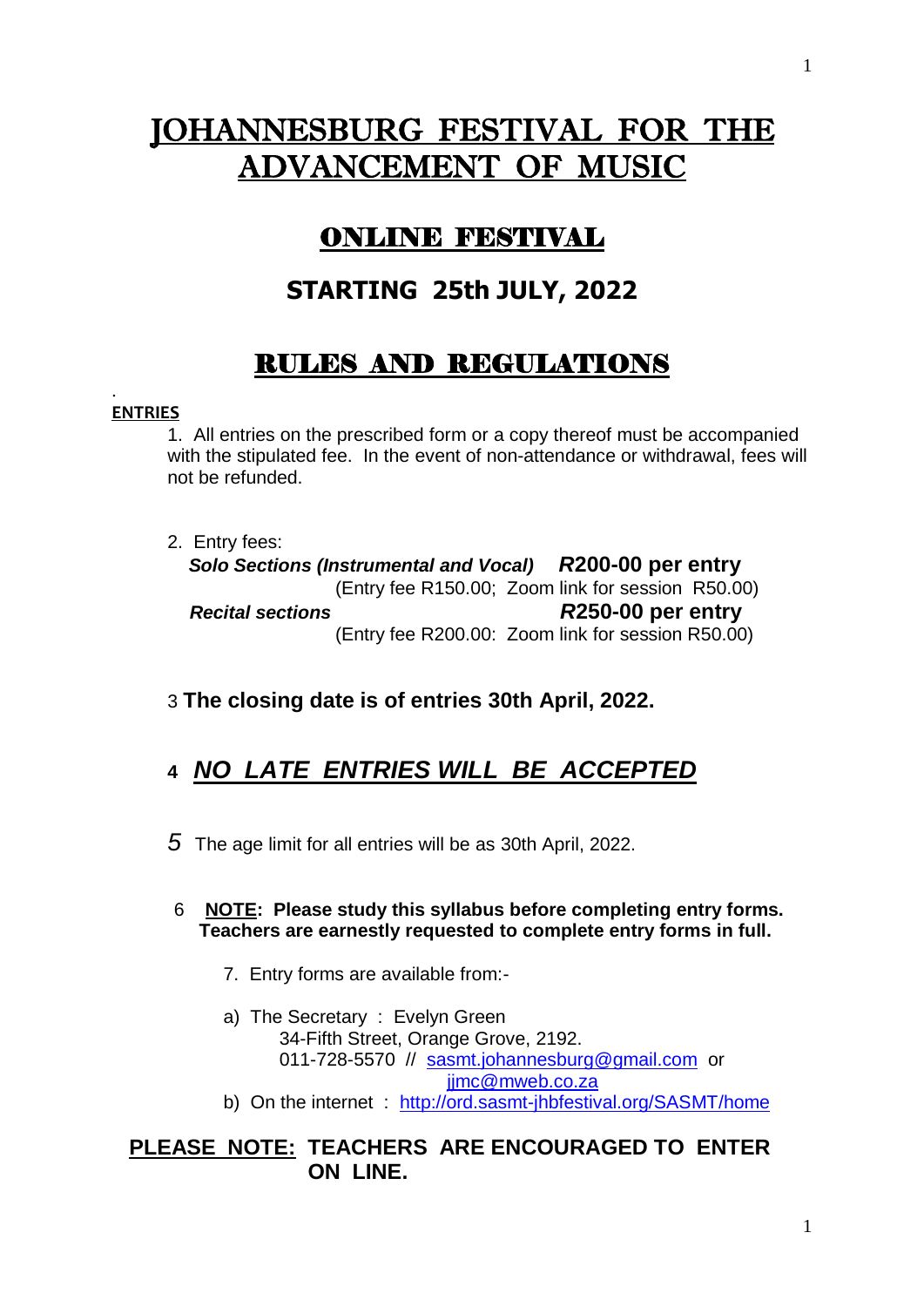# JOHANNESBURG FESTIVAL FOR THE ADVANCEMENT OF MUSIC

## ONLINE FESTIVAL

### STARTING 25th JULY, 2022

## RULES AND REGULATIONS

.

**ENTRIES**

1. All entries on the prescribed form or a copy thereof must be accompanied with the stipulated fee. In the event of non-attendance or withdrawal, fees will not be refunded.

2. Entry fees:

   ***Solo Sections (Instrumental and Vocal)*** ***R*****200-00 per entry**
   (Entry fee R150.00; Zoom link for session R50.00)

   ***Recital sections*** ***R*****250-00 per entry**
   (Entry fee R200.00: Zoom link for session R50.00)

3 **The closing date is of entries 30th April, 2022.**

4 ***NO LATE ENTRIES WILL BE ACCEPTED***

*5* The age limit for all entries will be as 30th April, 2022.

6 **NOTE: Please study this syllabus before completing entry forms. Teachers are earnestly requested to complete entry forms in full.**

7. Entry forms are available from:-

a) The Secretary : Evelyn Green
   34-Fifth Street, Orange Grove, 2192.
   011-728-5570 // sasmt.johannesburg@gmail.com or jjmc@mweb.co.za

b) On the internet : http://ord.sasmt-jhbfestival.org/SASMT/home

**PLEASE NOTE: TEACHERS ARE ENCOURAGED TO ENTER ON LINE.**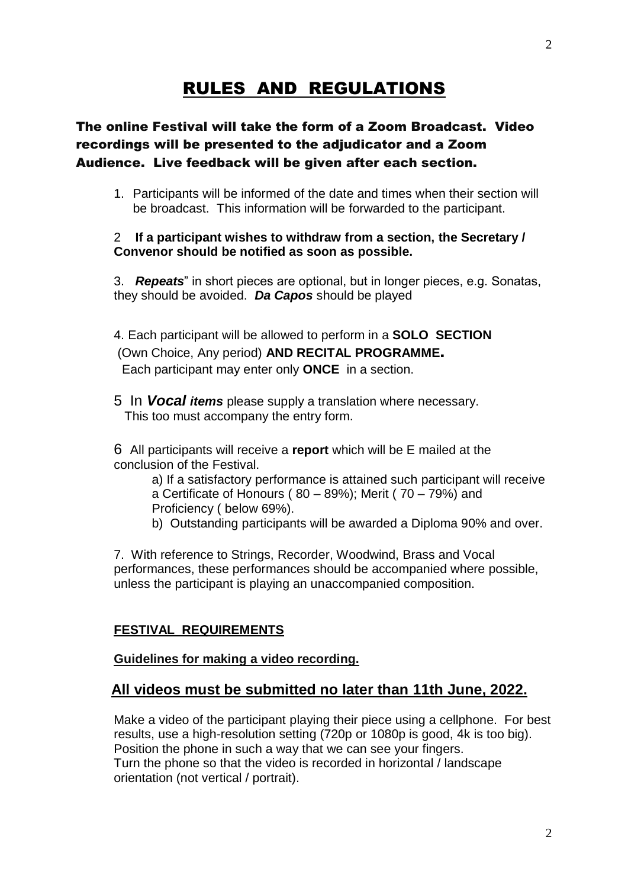# RULES AND REGULATIONS

**The online Festival will take the form of a Zoom Broadcast. Video recordings will be presented to the adjudicator and a Zoom Audience. Live feedback will be given after each section.**

1. Participants will be informed of the date and times when their section will be broadcast. This information will be forwarded to the participant.

2 **If a participant wishes to withdraw from a section, the Secretary / Convenor should be notified as soon as possible.**

3. ***Repeats***" in short pieces are optional, but in longer pieces, e.g. Sonatas, they should be avoided. ***Da Capos*** should be played

4. Each participant will be allowed to perform in a **SOLO SECTION** (Own Choice, Any period) **AND RECITAL PROGRAMME.**
Each participant may enter only **ONCE** in a section.

5 In ***Vocal items*** please supply a translation where necessary. This too must accompany the entry form.

6 All participants will receive a **report** which will be E mailed at the conclusion of the Festival.

a) If a satisfactory performance is attained such participant will receive a Certificate of Honours ( 80 – 89%); Merit ( 70 – 79%) and Proficiency ( below 69%).

b) Outstanding participants will be awarded a Diploma 90% and over.

7. With reference to Strings, Recorder, Woodwind, Brass and Vocal performances, these performances should be accompanied where possible, unless the participant is playing an unaccompanied composition.

**FESTIVAL REQUIREMENTS**

**Guidelines for making a video recording.**

## All videos must be submitted no later than 11th June, 2022.

Make a video of the participant playing their piece using a cellphone. For best results, use a high-resolution setting (720p or 1080p is good, 4k is too big).
Position the phone in such a way that we can see your fingers.
Turn the phone so that the video is recorded in horizontal / landscape orientation (not vertical / portrait).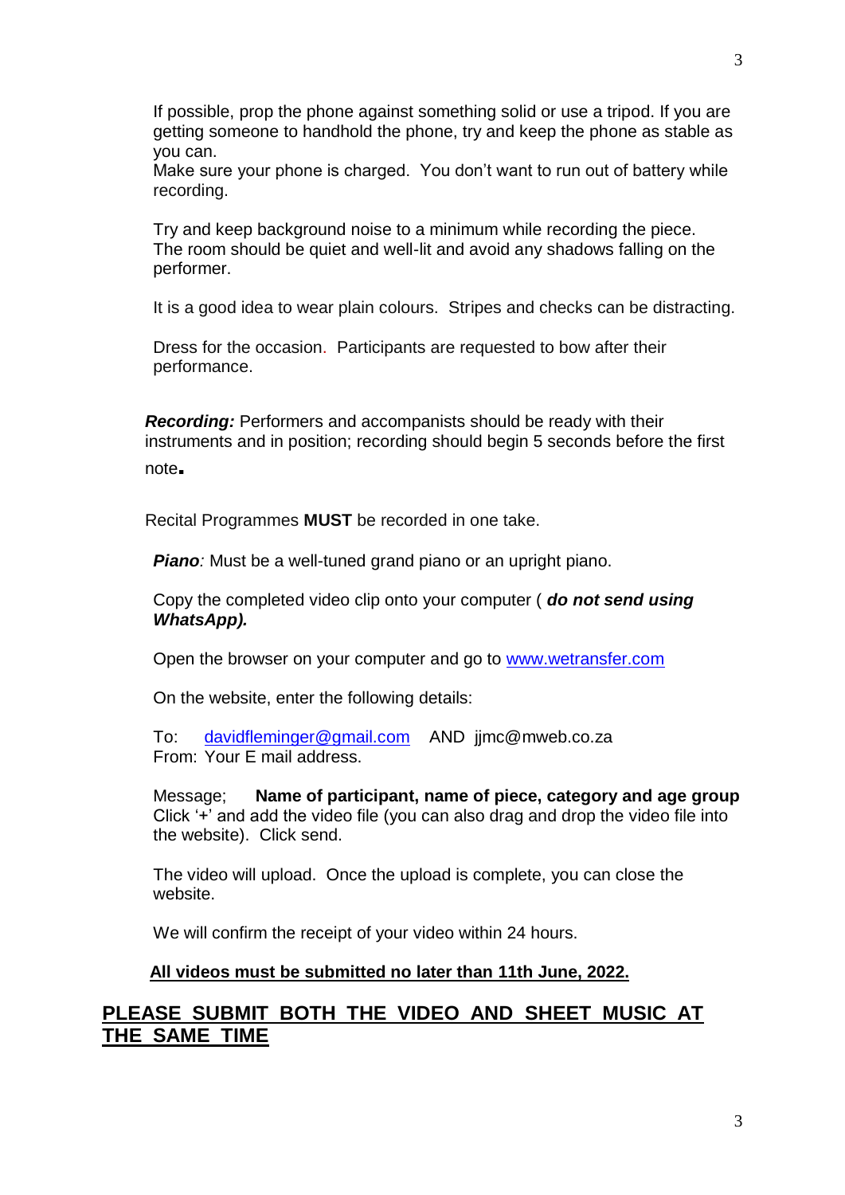If possible, prop the phone against something solid or use a tripod. If you are getting someone to handhold the phone, try and keep the phone as stable as you can.
Make sure your phone is charged. You don't want to run out of battery while recording.

Try and keep background noise to a minimum while recording the piece. The room should be quiet and well-lit and avoid any shadows falling on the performer.

It is a good idea to wear plain colours. Stripes and checks can be distracting.

Dress for the occasion. Participants are requested to bow after their performance.

***Recording:*** Performers and accompanists should be ready with their instruments and in position; recording should begin 5 seconds before the first note.

Recital Programmes **MUST** be recorded in one take.

***Piano****:* Must be a well-tuned grand piano or an upright piano.

Copy the completed video clip onto your computer ( ***do not send using WhatsApp).***

Open the browser on your computer and go to [www.wetransfer.com](www.wetransfer.com)

On the website, enter the following details:

To: [davidfleminger@gmail.com](mailto:davidfleminger@gmail.com) AND jjmc@mweb.co.za
From: Your E mail address.

Message; **Name of participant, name of piece, category and age group**
Click '+' and add the video file (you can also drag and drop the video file into the website). Click send.

The video will upload. Once the upload is complete, you can close the website.

We will confirm the receipt of your video within 24 hours.

**<u>All videos must be submitted no later than 11th June, 2022.</u>**

## <u>PLEASE SUBMIT BOTH THE VIDEO AND SHEET MUSIC AT THE SAME TIME</u>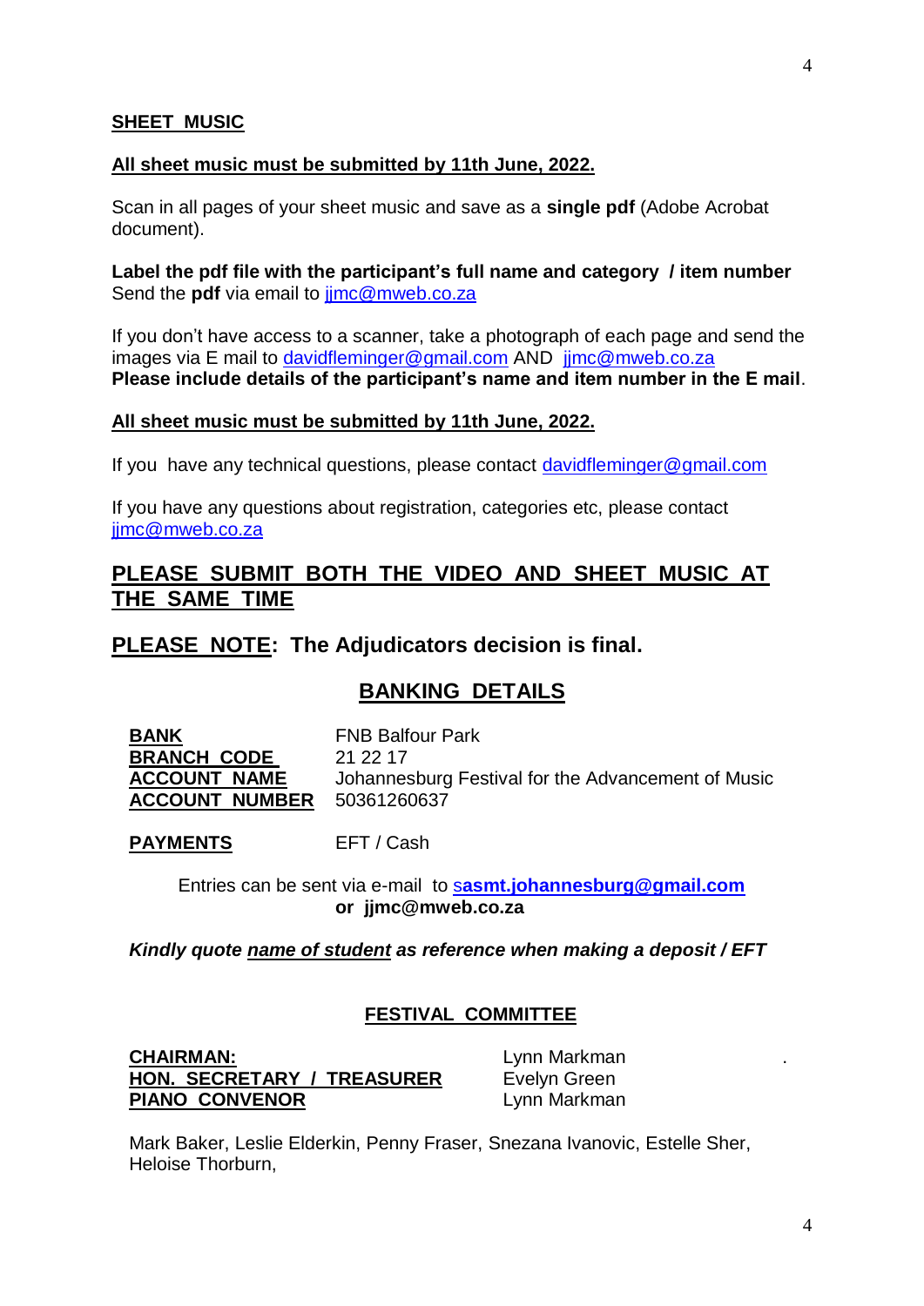## SHEET MUSIC

**All sheet music must be submitted by 11th June, 2022.**

Scan in all pages of your sheet music and save as a **single pdf** (Adobe Acrobat document).

**Label the pdf file with the participant's full name and category / item number**
Send the **pdf** via email to jjmc@mweb.co.za

If you don't have access to a scanner, take a photograph of each page and send the images via E mail to davidfleminger@gmail.com AND jjmc@mweb.co.za
**Please include details of the participant's name and item number in the E mail**.

**All sheet music must be submitted by 11th June, 2022.**

If you have any technical questions, please contact davidfleminger@gmail.com

If you have any questions about registration, categories etc, please contact jjmc@mweb.co.za

## PLEASE SUBMIT BOTH THE VIDEO AND SHEET MUSIC AT THE SAME TIME

## PLEASE NOTE: The Adjudicators decision is final.

## BANKING DETAILS

| | |
|---|---|
| **BANK** | FNB Balfour Park |
| **BRANCH CODE** | 21 22 17 |
| **ACCOUNT NAME** | Johannesburg Festival for the Advancement of Music |
| **ACCOUNT NUMBER** | 50361260637 |

**PAYMENTS** EFT / Cash

Entries can be sent via e-mail to **sasmt.johannesburg@gmail.com**
**or jjmc@mweb.co.za**

***Kindly quote name of student as reference when making a deposit / EFT***

### FESTIVAL COMMITTEE

| | |
|---|---|
| **CHAIRMAN:** | Lynn Markman |
| **HON. SECRETARY / TREASURER** | Evelyn Green |
| **PIANO CONVENOR** | Lynn Markman |

Mark Baker, Leslie Elderkin, Penny Fraser, Snezana Ivanovic, Estelle Sher, Heloise Thorburn,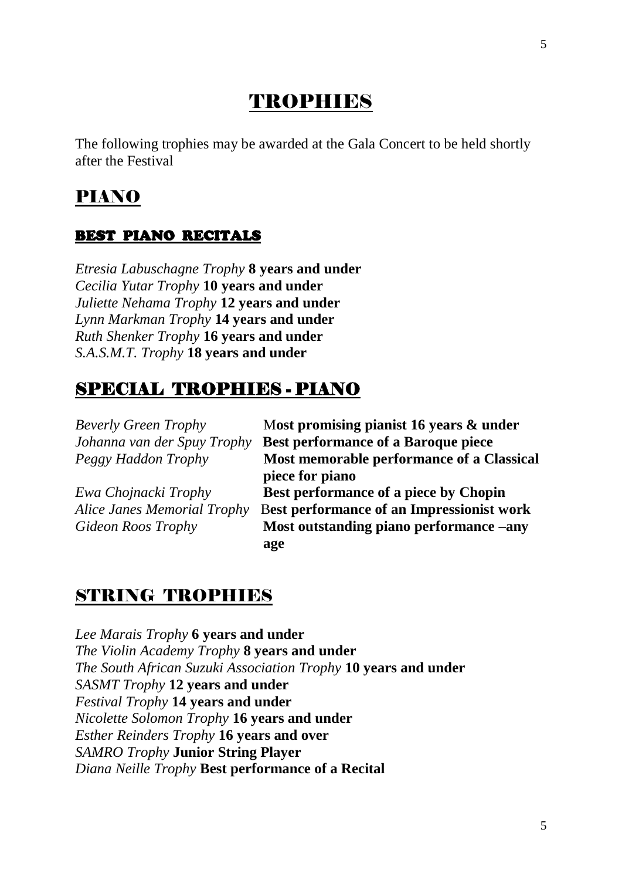# TROPHIES

The following trophies may be awarded at the Gala Concert to be held shortly after the Festival

## PIANO

### BEST PIANO RECITALS

*Etresia Labuschagne Trophy* **8 years and under**
*Cecilia Yutar Trophy* **10 years and under**
*Juliette Nehama Trophy* **12 years and under**
*Lynn Markman Trophy* **14 years and under**
*Ruth Shenker Trophy* **16 years and under**
*S.A.S.M.T. Trophy* **18 years and under**

## SPECIAL TROPHIES - PIANO

| | |
|---|---|
| *Beverly Green Trophy* | **Most promising pianist 16 years & under** |
| *Johanna van der Spuy Trophy* | **Best performance of a Baroque piece** |
| *Peggy Haddon Trophy* | **Most memorable performance of a Classical piece for piano** |
| *Ewa Chojnacki Trophy* | **Best performance of a piece by Chopin** |
| *Alice Janes Memorial Trophy* | **Best performance of an Impressionist work** |
| *Gideon Roos Trophy* | **Most outstanding piano performance –any age** |

## STRING TROPHIES

*Lee Marais Trophy* **6 years and under**
*The Violin Academy Trophy* **8 years and under**
*The South African Suzuki Association Trophy* **10 years and under**
*SASMT Trophy* **12 years and under**
*Festival Trophy* **14 years and under**
*Nicolette Solomon Trophy* **16 years and under**
*Esther Reinders Trophy* **16 years and over**
*SAMRO Trophy* **Junior String Player**
*Diana Neille Trophy* **Best performance of a Recital**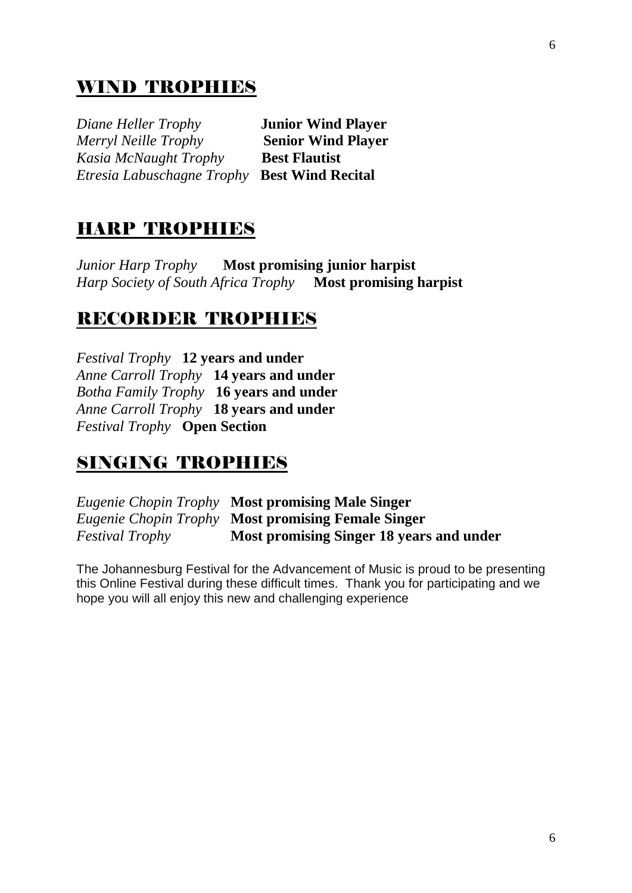## WIND TROPHIES

*Diane Heller Trophy* **Junior Wind Player**
*Merryl Neille Trophy* **Senior Wind Player**
*Kasia McNaught Trophy* **Best Flautist**
*Etresia Labuschagne Trophy* **Best Wind Recital**

## HARP TROPHIES

*Junior Harp Trophy* **Most promising junior harpist**
*Harp Society of South Africa Trophy* **Most promising harpist**

## RECORDER TROPHIES

*Festival Trophy* **12 years and under**
*Anne Carroll Trophy* **14 years and under**
*Botha Family Trophy* **16 years and under**
*Anne Carroll Trophy* **18 years and under**
*Festival Trophy* **Open Section**

## SINGING TROPHIES

*Eugenie Chopin Trophy* **Most promising Male Singer**
*Eugenie Chopin Trophy* **Most promising Female Singer**
*Festival Trophy* **Most promising Singer 18 years and under**

The Johannesburg Festival for the Advancement of Music is proud to be presenting this Online Festival during these difficult times. Thank you for participating and we hope you will all enjoy this new and challenging experience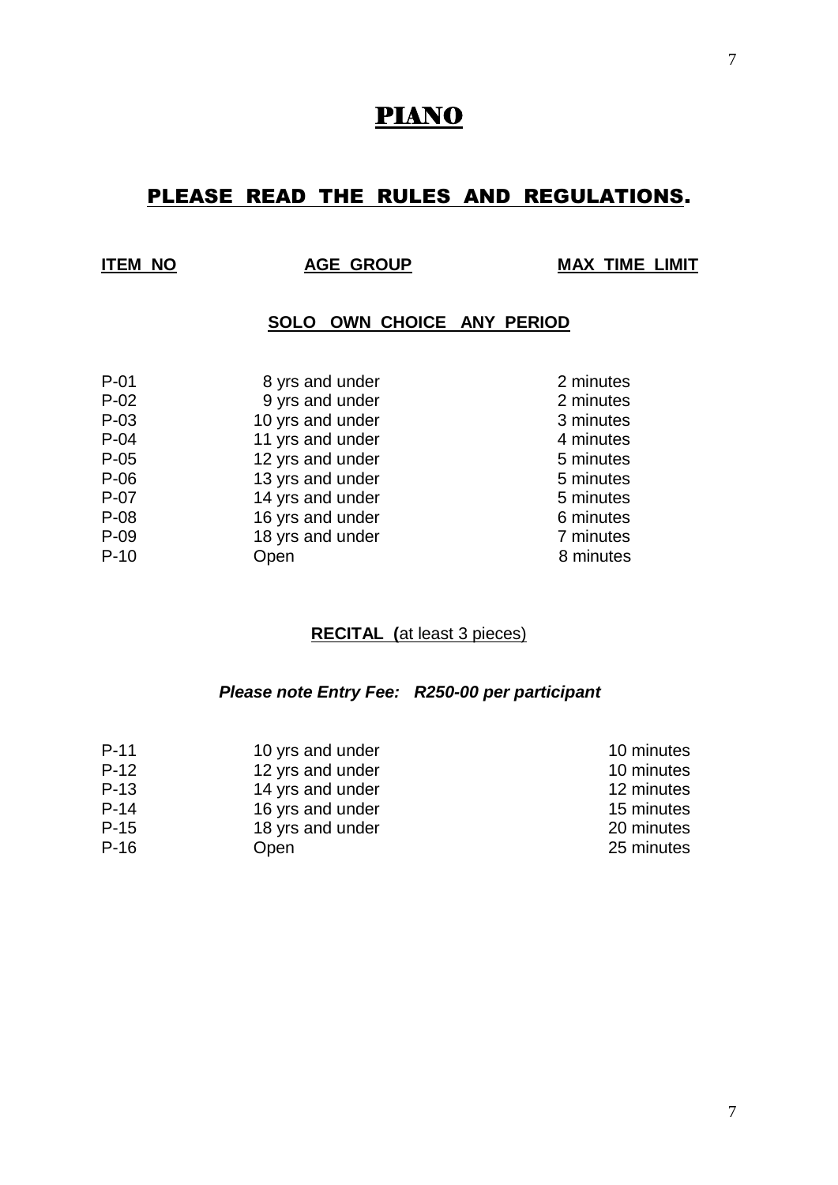# PIANO

## PLEASE READ THE RULES AND REGULATIONS.

| ITEM NO | AGE GROUP | MAX TIME LIMIT |
|---|---|---|

### SOLO OWN CHOICE ANY PERIOD

| ITEM NO | AGE GROUP | MAX TIME LIMIT |
|---|---|---|
| P-01 | 8 yrs and under | 2 minutes |
| P-02 | 9 yrs and under | 2 minutes |
| P-03 | 10 yrs and under | 3 minutes |
| P-04 | 11 yrs and under | 4 minutes |
| P-05 | 12 yrs and under | 5 minutes |
| P-06 | 13 yrs and under | 5 minutes |
| P-07 | 14 yrs and under | 5 minutes |
| P-08 | 16 yrs and under | 6 minutes |
| P-09 | 18 yrs and under | 7 minutes |
| P-10 | Open | 8 minutes |

### RECITAL (at least 3 pieces)

***Please note Entry Fee: R250-00 per participant***

| ITEM NO | AGE GROUP | MAX TIME LIMIT |
|---|---|---|
| P-11 | 10 yrs and under | 10 minutes |
| P-12 | 12 yrs and under | 10 minutes |
| P-13 | 14 yrs and under | 12 minutes |
| P-14 | 16 yrs and under | 15 minutes |
| P-15 | 18 yrs and under | 20 minutes |
| P-16 | Open | 25 minutes |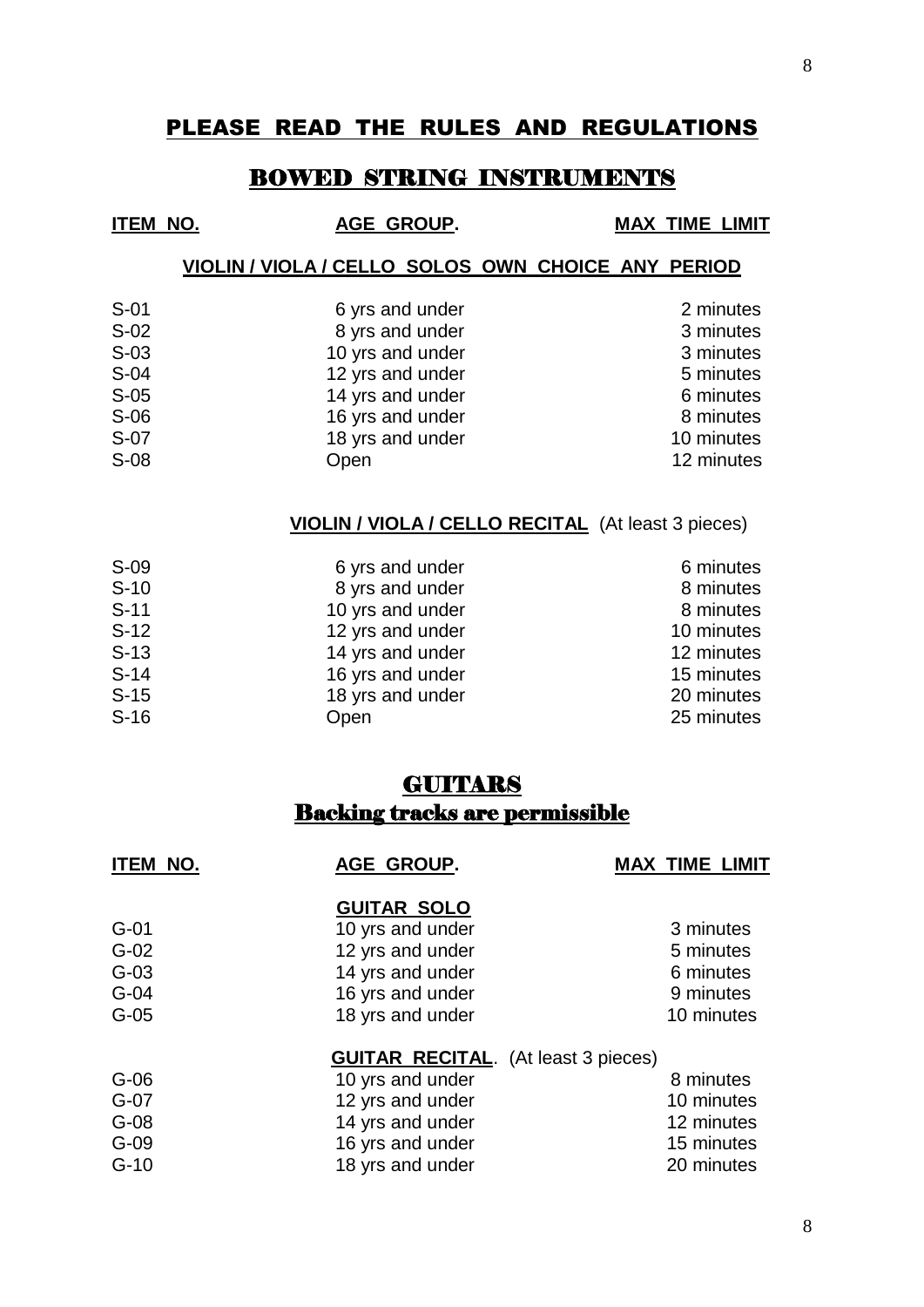# PLEASE READ THE RULES AND REGULATIONS

## BOWED STRING INSTRUMENTS

| ITEM NO. | AGE GROUP. | MAX TIME LIMIT |
|---|---|---|
| | **VIOLIN / VIOLA / CELLO SOLOS OWN CHOICE ANY PERIOD** | |
| S-01 | 6 yrs and under | 2 minutes |
| S-02 | 8 yrs and under | 3 minutes |
| S-03 | 10 yrs and under | 3 minutes |
| S-04 | 12 yrs and under | 5 minutes |
| S-05 | 14 yrs and under | 6 minutes |
| S-06 | 16 yrs and under | 8 minutes |
| S-07 | 18 yrs and under | 10 minutes |
| S-08 | Open | 12 minutes |
| | **VIOLIN / VIOLA / CELLO RECITAL** (At least 3 pieces) | |
| S-09 | 6 yrs and under | 6 minutes |
| S-10 | 8 yrs and under | 8 minutes |
| S-11 | 10 yrs and under | 8 minutes |
| S-12 | 12 yrs and under | 10 minutes |
| S-13 | 14 yrs and under | 12 minutes |
| S-14 | 16 yrs and under | 15 minutes |
| S-15 | 18 yrs and under | 20 minutes |
| S-16 | Open | 25 minutes |

## GUITARS

### Backing tracks are permissible

| ITEM NO. | AGE GROUP. | MAX TIME LIMIT |
|---|---|---|
| | **GUITAR SOLO** | |
| G-01 | 10 yrs and under | 3 minutes |
| G-02 | 12 yrs and under | 5 minutes |
| G-03 | 14 yrs and under | 6 minutes |
| G-04 | 16 yrs and under | 9 minutes |
| G-05 | 18 yrs and under | 10 minutes |
| | **GUITAR RECITAL**. (At least 3 pieces) | |
| G-06 | 10 yrs and under | 8 minutes |
| G-07 | 12 yrs and under | 10 minutes |
| G-08 | 14 yrs and under | 12 minutes |
| G-09 | 16 yrs and under | 15 minutes |
| G-10 | 18 yrs and under | 20 minutes |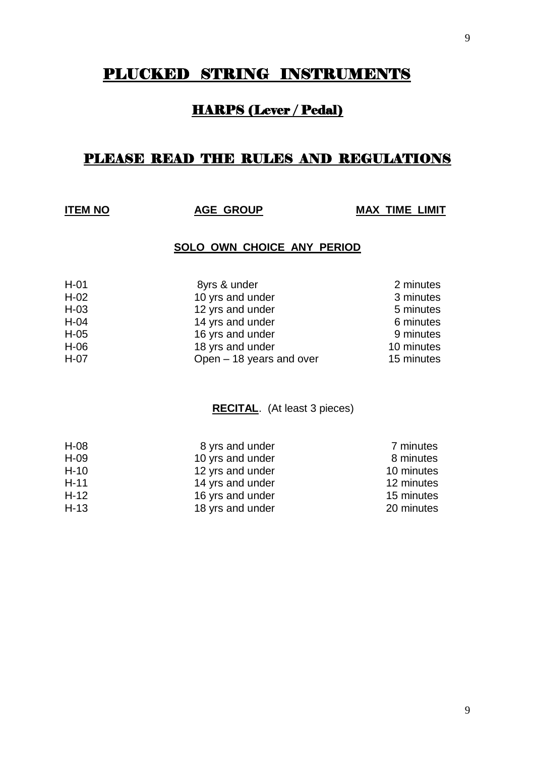# PLUCKED STRING INSTRUMENTS

## HARPS (Lever / Pedal)

## PLEASE READ THE RULES AND REGULATIONS

| ITEM NO | AGE GROUP | MAX TIME LIMIT |
|---|---|---|
| | **SOLO OWN CHOICE ANY PERIOD** | |
| H-01 | 8yrs & under | 2 minutes |
| H-02 | 10 yrs and under | 3 minutes |
| H-03 | 12 yrs and under | 5 minutes |
| H-04 | 14 yrs and under | 6 minutes |
| H-05 | 16 yrs and under | 9 minutes |
| H-06 | 18 yrs and under | 10 minutes |
| H-07 | Open – 18 years and over | 15 minutes |
| | **RECITAL**. (At least 3 pieces) | |
| H-08 | 8 yrs and under | 7 minutes |
| H-09 | 10 yrs and under | 8 minutes |
| H-10 | 12 yrs and under | 10 minutes |
| H-11 | 14 yrs and under | 12 minutes |
| H-12 | 16 yrs and under | 15 minutes |
| H-13 | 18 yrs and under | 20 minutes |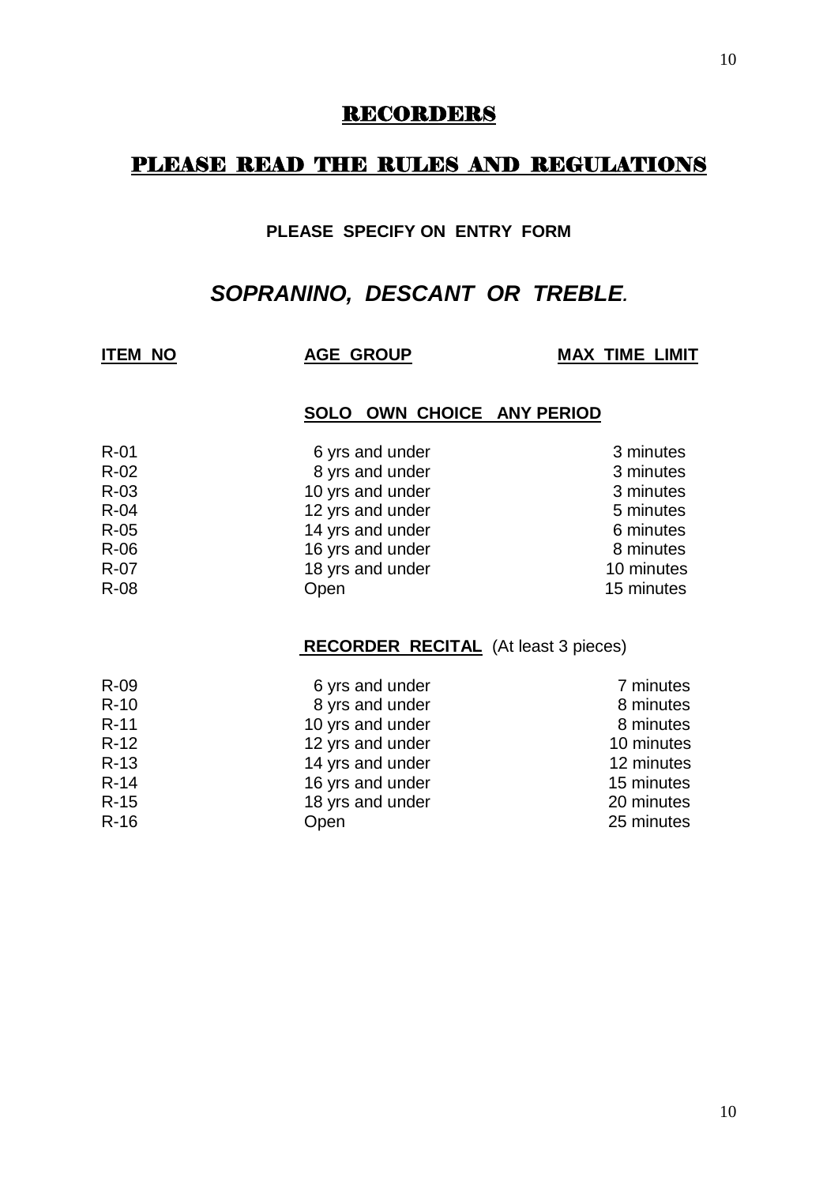# RECORDERS

## PLEASE READ THE RULES AND REGULATIONS

**PLEASE SPECIFY ON ENTRY FORM**

***SOPRANINO, DESCANT OR TREBLE.***

| ITEM NO | AGE GROUP | MAX TIME LIMIT |
|---|---|---|
| | **SOLO OWN CHOICE ANY PERIOD** | |
| R-01 | 6 yrs and under | 3 minutes |
| R-02 | 8 yrs and under | 3 minutes |
| R-03 | 10 yrs and under | 3 minutes |
| R-04 | 12 yrs and under | 5 minutes |
| R-05 | 14 yrs and under | 6 minutes |
| R-06 | 16 yrs and under | 8 minutes |
| R-07 | 18 yrs and under | 10 minutes |
| R-08 | Open | 15 minutes |
| | **RECORDER RECITAL** (At least 3 pieces) | |
| R-09 | 6 yrs and under | 7 minutes |
| R-10 | 8 yrs and under | 8 minutes |
| R-11 | 10 yrs and under | 8 minutes |
| R-12 | 12 yrs and under | 10 minutes |
| R-13 | 14 yrs and under | 12 minutes |
| R-14 | 16 yrs and under | 15 minutes |
| R-15 | 18 yrs and under | 20 minutes |
| R-16 | Open | 25 minutes |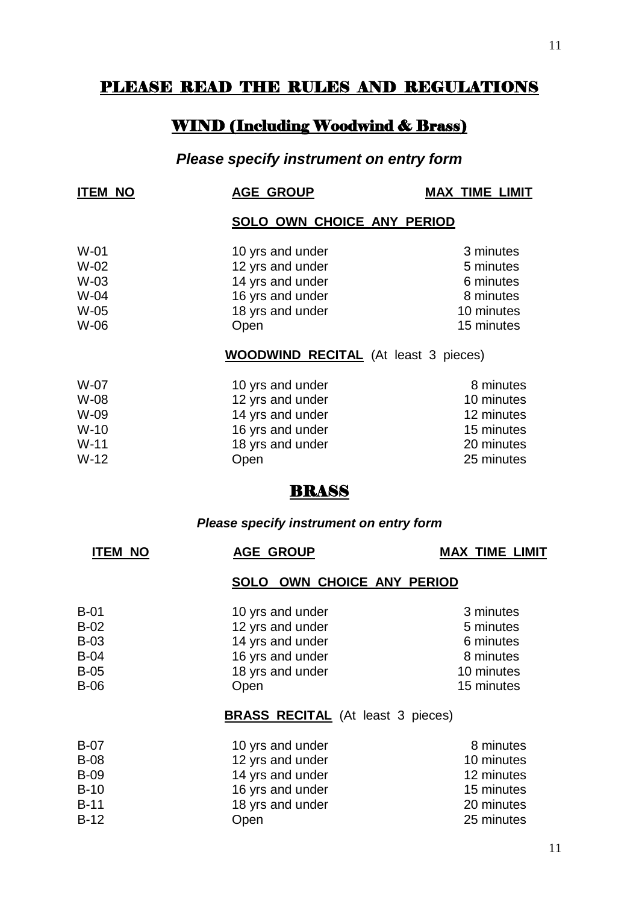# PLEASE READ THE RULES AND REGULATIONS

## WIND (Including Woodwind & Brass)

### *Please specify instrument on entry form*

| ITEM NO | AGE GROUP | MAX TIME LIMIT |
|---|---|---|
| | **SOLO OWN CHOICE ANY PERIOD** | |
| W-01 | 10 yrs and under | 3 minutes |
| W-02 | 12 yrs and under | 5 minutes |
| W-03 | 14 yrs and under | 6 minutes |
| W-04 | 16 yrs and under | 8 minutes |
| W-05 | 18 yrs and under | 10 minutes |
| W-06 | Open | 15 minutes |
| | **WOODWIND RECITAL** (At least 3 pieces) | |
| W-07 | 10 yrs and under | 8 minutes |
| W-08 | 12 yrs and under | 10 minutes |
| W-09 | 14 yrs and under | 12 minutes |
| W-10 | 16 yrs and under | 15 minutes |
| W-11 | 18 yrs and under | 20 minutes |
| W-12 | Open | 25 minutes |

## BRASS

### *Please specify instrument on entry form*

| ITEM NO | AGE GROUP | MAX TIME LIMIT |
|---|---|---|
| | **SOLO OWN CHOICE ANY PERIOD** | |
| B-01 | 10 yrs and under | 3 minutes |
| B-02 | 12 yrs and under | 5 minutes |
| B-03 | 14 yrs and under | 6 minutes |
| B-04 | 16 yrs and under | 8 minutes |
| B-05 | 18 yrs and under | 10 minutes |
| B-06 | Open | 15 minutes |
| | **BRASS RECITAL** (At least 3 pieces) | |
| B-07 | 10 yrs and under | 8 minutes |
| B-08 | 12 yrs and under | 10 minutes |
| B-09 | 14 yrs and under | 12 minutes |
| B-10 | 16 yrs and under | 15 minutes |
| B-11 | 18 yrs and under | 20 minutes |
| B-12 | Open | 25 minutes |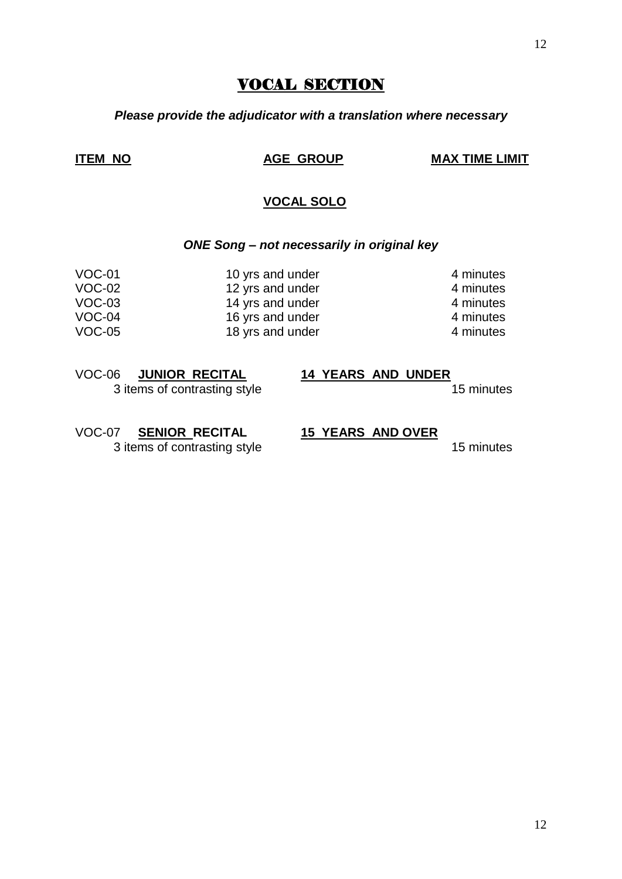# VOCAL SECTION

***Please provide the adjudicator with a translation where necessary***

| ITEM NO | AGE GROUP | MAX TIME LIMIT |
|---|---|---|

## VOCAL SOLO

***ONE Song – not necessarily in original key***

| ITEM NO | AGE GROUP | MAX TIME LIMIT |
|---|---|---|
| VOC-01 | 10 yrs and under | 4 minutes |
| VOC-02 | 12 yrs and under | 4 minutes |
| VOC-03 | 14 yrs and under | 4 minutes |
| VOC-04 | 16 yrs and under | 4 minutes |
| VOC-05 | 18 yrs and under | 4 minutes |

VOC-06 **JUNIOR RECITAL** **14 YEARS AND UNDER**
3 items of contrasting style 15 minutes

VOC-07 **SENIOR RECITAL** **15 YEARS AND OVER**
3 items of contrasting style 15 minutes